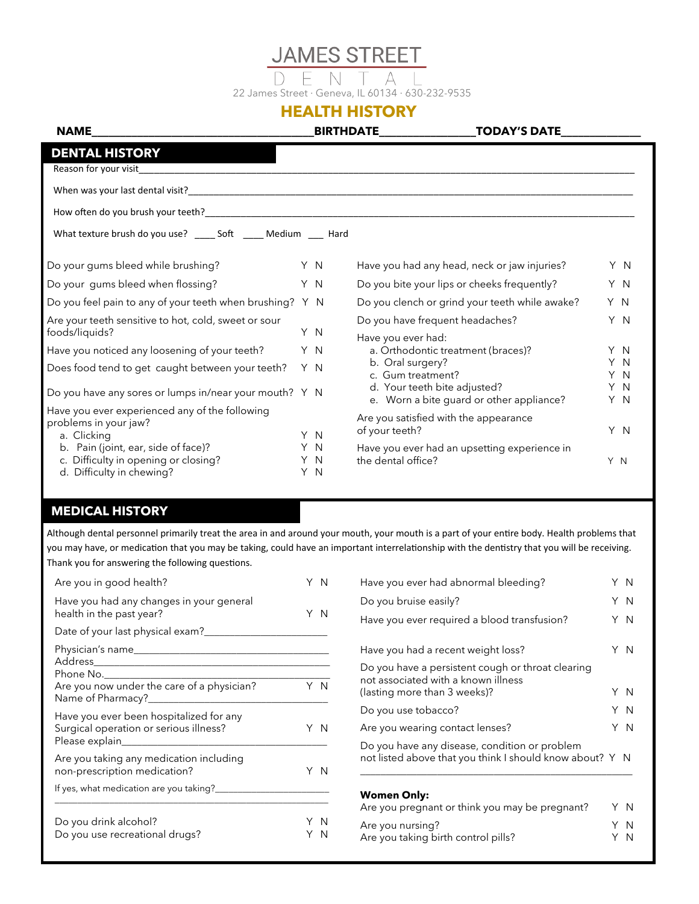# JAMES STREET DENTAL

22 James Street · Geneva, IL 60134 · 630-232-9535

## HEALTH HISTORY

**NAME**\_\_\_\_\_\_\_\_\_\_\_\_\_\_\_\_\_\_\_\_\_\_\_\_\_\_\_\_\_\_\_\_\_\_\_\_**BIRTHDATE**\_\_\_\_\_\_\_\_\_\_\_\_\_\_\_\_**TODAY'S DATE**\_\_\_\_\_\_\_\_\_\_\_\_\_\_

## DENTAL HISTORY

Reason for your visit\_\_\_\_\_\_\_\_\_\_\_\_\_\_\_\_\_\_\_\_\_\_\_\_\_\_\_\_\_\_\_\_\_\_\_\_\_\_\_\_\_\_\_\_\_\_\_\_\_\_\_\_\_\_\_\_\_\_\_\_

When was your last dental visit?\_\_\_\_\_\_\_\_\_\_\_\_\_\_\_\_\_\_\_\_\_\_\_\_\_\_\_\_\_\_\_\_\_\_\_\_\_\_\_\_\_\_\_\_\_\_\_\_\_\_\_\_

How often do you brush your teeth?\_\_\_\_\_\_\_\_\_\_\_\_\_\_\_\_\_\_\_\_\_\_\_\_\_\_\_\_\_\_\_\_\_\_\_\_\_\_\_\_\_\_\_\_\_\_\_\_\_\_

What texture brush do you use? \_\_\_\_ Soft \_\_\_\_ Medium \_\_\_ Hard

Do your gums bleed while brushing? Y N

Do your gums bleed when flossing? Y N

Do you feel pain to any of your teeth when brushing? Y N

Are your teeth sensitive to hot, cold, sweet or sour foods/liquids? Y N

Have you noticed any loosening of your teeth? Y N

Does food tend to get caught between your teeth? Y N

Do you have any sores or lumps in/near your mouth? Y N

Have you ever experienced any of the following problems in your jaw?

- a. Clicking Y N
- b. Pain (joint, ear, side of face)? Y N
- c. Difficulty in opening or closing? Y N
- d. Difficulty in chewing? Y N

Have you had any head, neck or jaw injuries? Y N

Do you bite your lips or cheeks frequently? Y N

Do you clench or grind your teeth while awake? Y N

Do you have frequent headaches? Y N

Have you ever had:

- a. Orthodontic treatment (braces)? Y N
- b. Oral surgery? Y N
- c. Gum treatment? Y N
- d. Your teeth bite adjusted? Y N
- e. Worn a bite guard or other appliance? Y N

Are you satisfied with the appearance of your teeth? Y N

Have you ever had an upsetting experience in the dental office? Y N

## MEDICAL HISTORY

Although dental personnel primarily treat the area in and around your mouth, your mouth is a part of your entire body. Health problems that you may have, or medication that you may be taking, could have an important interrelationship with the dentistry that you will be receiving. Thank you for answering the following questions.

Are you in good health? Y N

Have you had any changes in your general health in the past year? Y N

Date of your last physical exam?\_\_\_\_\_\_\_\_\_\_\_\_\_\_\_\_\_\_\_\_\_\_

Physician's name\_\_\_\_\_\_\_\_\_\_\_\_\_\_\_\_\_\_\_\_\_\_\_\_\_\_\_\_\_\_\_\_\_\_\_\_\_\_

Address\_\_\_\_\_\_\_\_\_\_\_\_\_\_\_\_\_\_\_\_\_\_\_\_\_\_\_\_\_\_\_\_\_\_\_\_\_\_\_\_\_\_\_

Phone No.\_\_\_\_\_\_\_\_\_\_\_\_\_\_\_\_\_\_\_\_\_\_\_\_\_\_\_\_\_\_\_\_\_\_\_\_\_\_\_\_\_

Are you now under the care of a physician? Y N

Name of Pharmacy?\_\_\_\_\_\_\_\_\_\_\_\_\_\_\_\_\_\_\_\_\_\_\_\_\_\_\_\_\_\_\_\_\_\_\_\_

Have you ever been hospitalized for any Surgical operation or serious illness? Y N

Please explain\_\_\_\_\_\_\_\_\_\_\_\_\_\_\_\_\_\_\_\_\_\_\_\_\_\_\_\_\_\_\_\_\_\_\_\_\_\_\_\_

Are you taking any medication including non-prescription medication? Y N

If yes, what medication are you taking?\_\_\_\_\_\_\_\_\_\_\_\_\_\_\_\_\_\_\_\_\_\_

\_\_\_\_\_\_\_\_\_\_\_\_\_\_\_\_\_\_\_\_\_\_\_\_\_\_\_\_\_\_\_\_\_\_\_\_\_\_\_\_\_\_\_\_\_\_\_\_\_\_\_\_

Do you drink alcohol? Y N

Do you use recreational drugs? Y N

Have you ever had abnormal bleeding? Y N

Do you bruise easily? Y N

Have you ever required a blood transfusion? Y N

Have you had a recent weight loss? Y N

Do you have a persistent cough or throat clearing not associated with a known illness (lasting more than 3 weeks)? Y N

Do you use tobacco? Y N

Are you wearing contact lenses? Y N

Do you have any disease, condition or problem not listed above that you think I should know about? Y N

\_\_\_\_\_\_\_\_\_\_\_\_\_\_\_\_\_\_\_\_\_\_\_\_\_\_\_\_\_\_\_\_\_\_\_\_\_\_\_\_\_\_\_\_\_\_\_\_\_\_\_\_

**Women Only:**

Are you pregnant or think you may be pregnant? Y N

Are you nursing? Y N

Are you taking birth control pills? Y N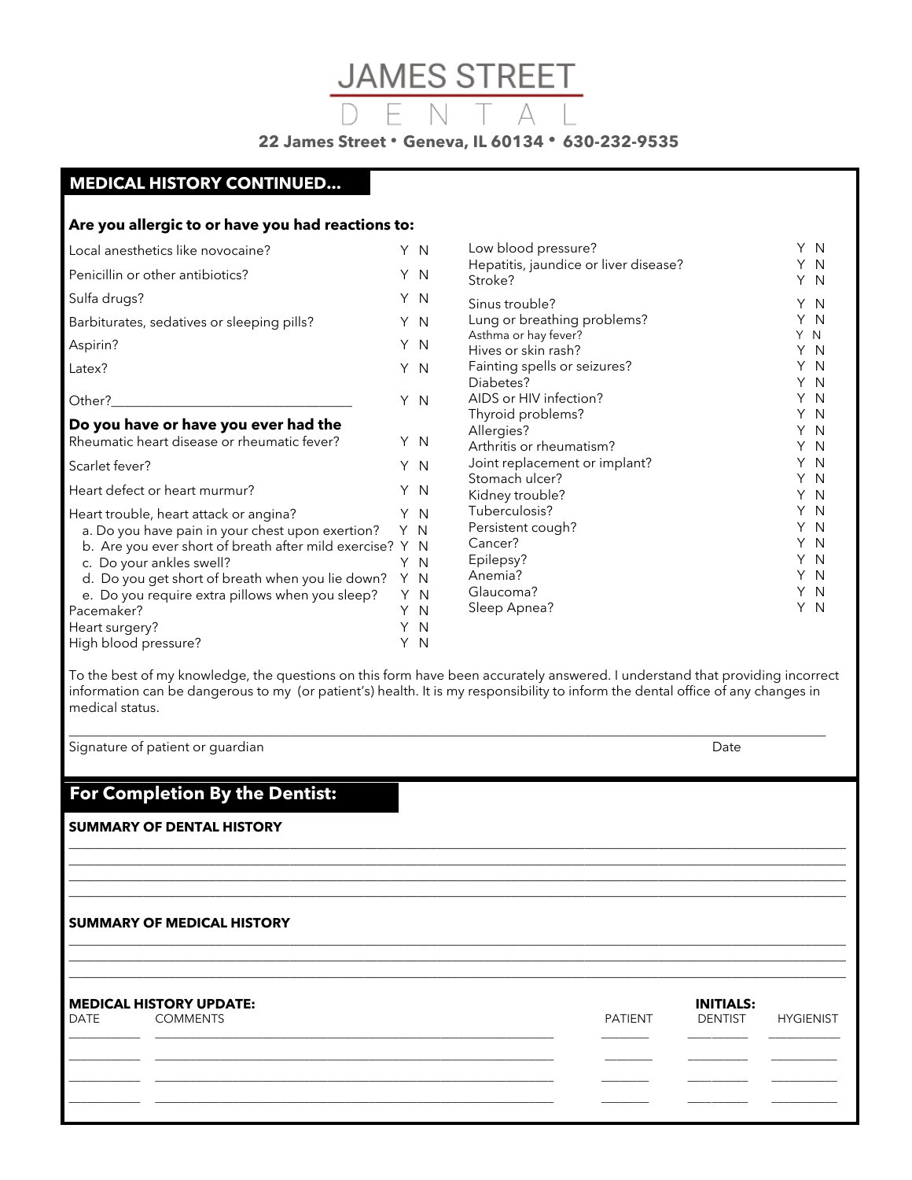# JAMES STREET
# DENTAL

**22 James Street • Geneva, IL 60134 • 630-232-9535**

## MEDICAL HISTORY CONTINUED...

**Are you allergic to or have you had reactions to:**

Local anesthetics like novocaine? Y N

Penicillin or other antibiotics? Y N

Sulfa drugs? Y N

Barbiturates, sedatives or sleeping pills? Y N

Aspirin? Y N

Latex? Y N

Other?_________________________________ Y N

**Do you have or have you ever had the**

Rheumatic heart disease or rheumatic fever? Y N

Scarlet fever? Y N

Heart defect or heart murmur? Y N

Heart trouble, heart attack or angina? Y N

- a. Do you have pain in your chest upon exertion? Y N
- b. Are you ever short of breath after mild exercise? Y N
- c. Do your ankles swell? Y N
- d. Do you get short of breath when you lie down? Y N
- e. Do you require extra pillows when you sleep? Y N

Pacemaker? Y N

Heart surgery? Y N

High blood pressure? Y N

Low blood pressure? Y N

Hepatitis, jaundice or liver disease? Y N

Stroke? Y N

Sinus trouble? Y N

Lung or breathing problems? Y N

Asthma or hay fever? Y N

Hives or skin rash? Y N

Fainting spells or seizures? Y N

Diabetes? Y N

AIDS or HIV infection? Y N

Thyroid problems? Y N

Allergies? Y N

Arthritis or rheumatism? Y N

Joint replacement or implant? Y N

Stomach ulcer? Y N

Kidney trouble? Y N

Tuberculosis? Y N

Persistent cough? Y N

Cancer? Y N

Epilepsy? Y N

Anemia? Y N

Glaucoma? Y N

Sleep Apnea? Y N

To the best of my knowledge, the questions on this form have been accurately answered. I understand that providing incorrect information can be dangerous to my (or patient's) health. It is my responsibility to inform the dental office of any changes in medical status.

_______________________________________________________________________________________________

Signature of patient or guardian Date

## For Completion By the Dentist:

**SUMMARY OF DENTAL HISTORY**

_______________________________________________________________________________________________

_______________________________________________________________________________________________

_______________________________________________________________________________________________

_______________________________________________________________________________________________

**SUMMARY OF MEDICAL HISTORY**

_______________________________________________________________________________________________

_______________________________________________________________________________________________

_______________________________________________________________________________________________

**MEDICAL HISTORY UPDATE:**

| DATE | COMMENTS | PATIENT | DENTIST | HYGIENIST |
|---|---|---|---|---|
| | | | | |
| | | | | |
| | | | | |
| | | | | |

**INITIALS:** PATIENT, DENTIST, HYGIENIST